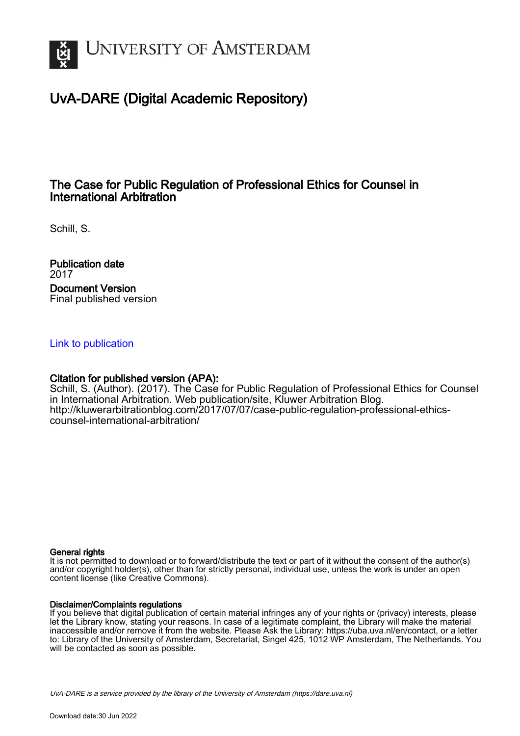# UvA-DARE (Digital Academic Repository)

## The Case for Public Regulation of Professional Ethics for Counsel in International Arbitration

Schill, S.

**Publication date**
2017

**Document Version**
Final published version

[Link to publication](Link to publication)

**Citation for published version (APA):**
Schill, S. (Author). (2017). The Case for Public Regulation of Professional Ethics for Counsel in International Arbitration. Web publication/site, Kluwer Arbitration Blog. http://kluwerarbitrationblog.com/2017/07/07/case-public-regulation-professional-ethics-counsel-international-arbitration/

**General rights**
It is not permitted to download or to forward/distribute the text or part of it without the consent of the author(s) and/or copyright holder(s), other than for strictly personal, individual use, unless the work is under an open content license (like Creative Commons).

**Disclaimer/Complaints regulations**
If you believe that digital publication of certain material infringes any of your rights or (privacy) interests, please let the Library know, stating your reasons. In case of a legitimate complaint, the Library will make the material inaccessible and/or remove it from the website. Please Ask the Library: https://uba.uva.nl/en/contact, or a letter to: Library of the University of Amsterdam, Secretariat, Singel 425, 1012 WP Amsterdam, The Netherlands. You will be contacted as soon as possible.

*UvA-DARE is a service provided by the library of the University of Amsterdam (https://dare.uva.nl)*

Download date:30 Jun 2022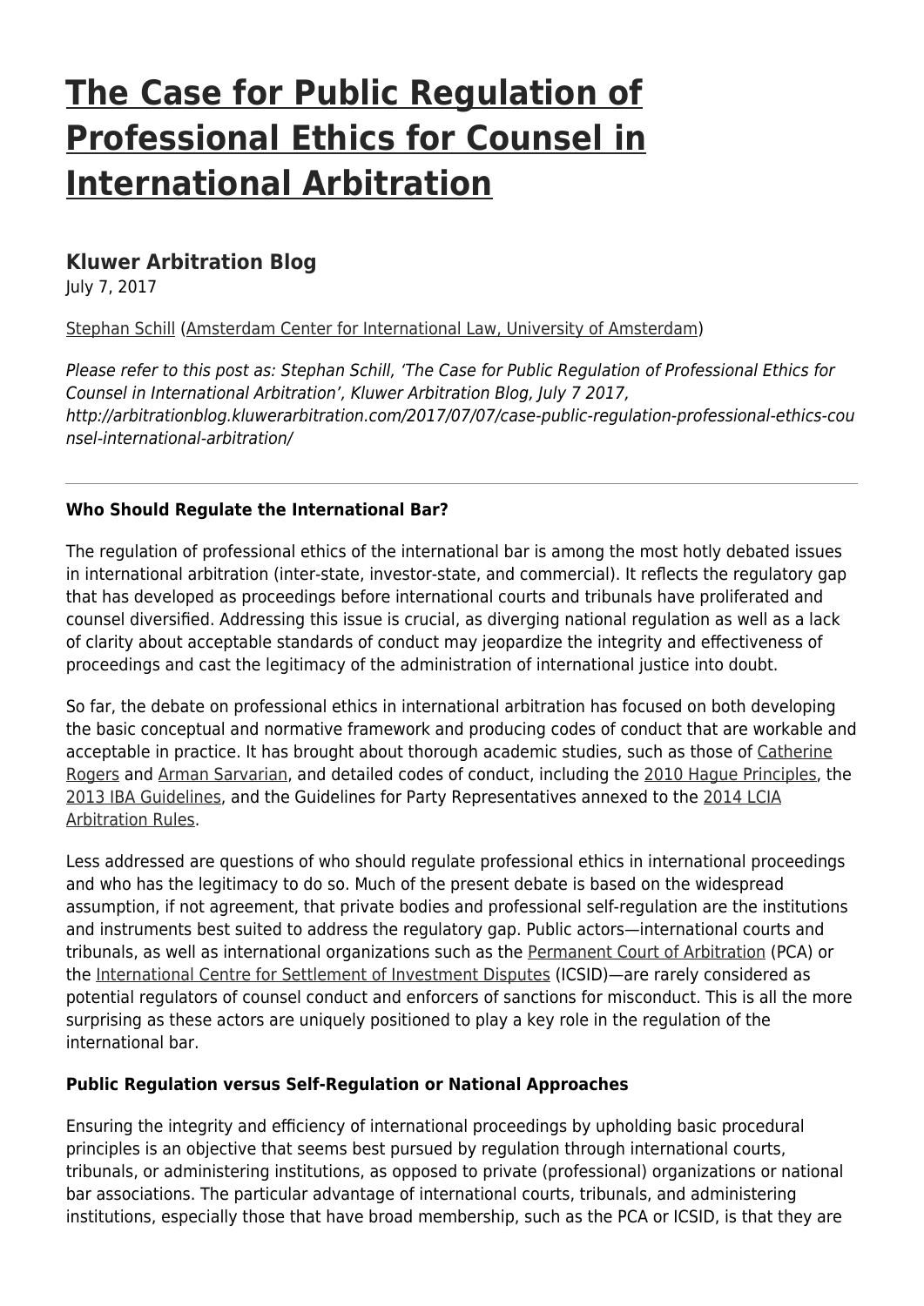# [The Case for Public Regulation of Professional Ethics for Counsel in International Arbitration](http://arbitrationblog.kluwerarbitration.com/2017/07/07/case-public-regulation-professional-ethics-counsel-international-arbitration/)

## Kluwer Arbitration Blog

July 7, 2017

Stephan Schill (Amsterdam Center for International Law, University of Amsterdam)

*Please refer to this post as: Stephan Schill, 'The Case for Public Regulation of Professional Ethics for Counsel in International Arbitration', Kluwer Arbitration Blog, July 7 2017, http://arbitrationblog.kluwerarbitration.com/2017/07/07/case-public-regulation-professional-ethics-counsel-international-arbitration/*

---

**Who Should Regulate the International Bar?**

The regulation of professional ethics of the international bar is among the most hotly debated issues in international arbitration (inter-state, investor-state, and commercial). It reflects the regulatory gap that has developed as proceedings before international courts and tribunals have proliferated and counsel diversified. Addressing this issue is crucial, as diverging national regulation as well as a lack of clarity about acceptable standards of conduct may jeopardize the integrity and effectiveness of proceedings and cast the legitimacy of the administration of international justice into doubt.

So far, the debate on professional ethics in international arbitration has focused on both developing the basic conceptual and normative framework and producing codes of conduct that are workable and acceptable in practice. It has brought about thorough academic studies, such as those of Catherine Rogers and Arman Sarvarian, and detailed codes of conduct, including the 2010 Hague Principles, the 2013 IBA Guidelines, and the Guidelines for Party Representatives annexed to the 2014 LCIA Arbitration Rules.

Less addressed are questions of who should regulate professional ethics in international proceedings and who has the legitimacy to do so. Much of the present debate is based on the widespread assumption, if not agreement, that private bodies and professional self-regulation are the institutions and instruments best suited to address the regulatory gap. Public actors—international courts and tribunals, as well as international organizations such as the Permanent Court of Arbitration (PCA) or the International Centre for Settlement of Investment Disputes (ICSID)—are rarely considered as potential regulators of counsel conduct and enforcers of sanctions for misconduct. This is all the more surprising as these actors are uniquely positioned to play a key role in the regulation of the international bar.

**Public Regulation versus Self-Regulation or National Approaches**

Ensuring the integrity and efficiency of international proceedings by upholding basic procedural principles is an objective that seems best pursued by regulation through international courts, tribunals, or administering institutions, as opposed to private (professional) organizations or national bar associations. The particular advantage of international courts, tribunals, and administering institutions, especially those that have broad membership, such as the PCA or ICSID, is that they are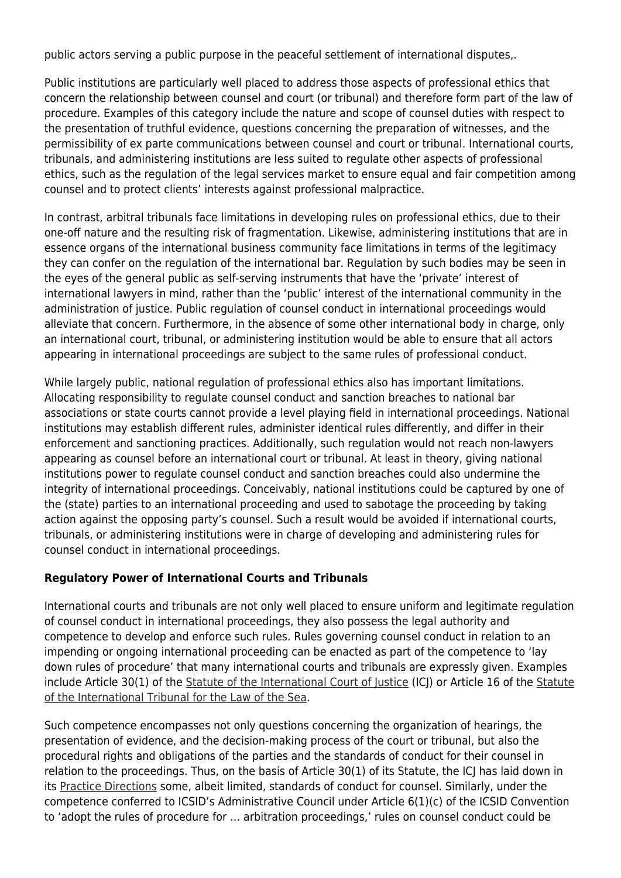public actors serving a public purpose in the peaceful settlement of international disputes,.

Public institutions are particularly well placed to address those aspects of professional ethics that concern the relationship between counsel and court (or tribunal) and therefore form part of the law of procedure. Examples of this category include the nature and scope of counsel duties with respect to the presentation of truthful evidence, questions concerning the preparation of witnesses, and the permissibility of ex parte communications between counsel and court or tribunal. International courts, tribunals, and administering institutions are less suited to regulate other aspects of professional ethics, such as the regulation of the legal services market to ensure equal and fair competition among counsel and to protect clients' interests against professional malpractice.

In contrast, arbitral tribunals face limitations in developing rules on professional ethics, due to their one-off nature and the resulting risk of fragmentation. Likewise, administering institutions that are in essence organs of the international business community face limitations in terms of the legitimacy they can confer on the regulation of the international bar. Regulation by such bodies may be seen in the eyes of the general public as self-serving instruments that have the 'private' interest of international lawyers in mind, rather than the 'public' interest of the international community in the administration of justice. Public regulation of counsel conduct in international proceedings would alleviate that concern. Furthermore, in the absence of some other international body in charge, only an international court, tribunal, or administering institution would be able to ensure that all actors appearing in international proceedings are subject to the same rules of professional conduct.

While largely public, national regulation of professional ethics also has important limitations. Allocating responsibility to regulate counsel conduct and sanction breaches to national bar associations or state courts cannot provide a level playing field in international proceedings. National institutions may establish different rules, administer identical rules differently, and differ in their enforcement and sanctioning practices. Additionally, such regulation would not reach non-lawyers appearing as counsel before an international court or tribunal. At least in theory, giving national institutions power to regulate counsel conduct and sanction breaches could also undermine the integrity of international proceedings. Conceivably, national institutions could be captured by one of the (state) parties to an international proceeding and used to sabotage the proceeding by taking action against the opposing party's counsel. Such a result would be avoided if international courts, tribunals, or administering institutions were in charge of developing and administering rules for counsel conduct in international proceedings.

**Regulatory Power of International Courts and Tribunals**

International courts and tribunals are not only well placed to ensure uniform and legitimate regulation of counsel conduct in international proceedings, they also possess the legal authority and competence to develop and enforce such rules. Rules governing counsel conduct in relation to an impending or ongoing international proceeding can be enacted as part of the competence to 'lay down rules of procedure' that many international courts and tribunals are expressly given. Examples include Article 30(1) of the Statute of the International Court of Justice (ICJ) or Article 16 of the Statute of the International Tribunal for the Law of the Sea.

Such competence encompasses not only questions concerning the organization of hearings, the presentation of evidence, and the decision-making process of the court or tribunal, but also the procedural rights and obligations of the parties and the standards of conduct for their counsel in relation to the proceedings. Thus, on the basis of Article 30(1) of its Statute, the ICJ has laid down in its Practice Directions some, albeit limited, standards of conduct for counsel. Similarly, under the competence conferred to ICSID's Administrative Council under Article 6(1)(c) of the ICSID Convention to 'adopt the rules of procedure for … arbitration proceedings,' rules on counsel conduct could be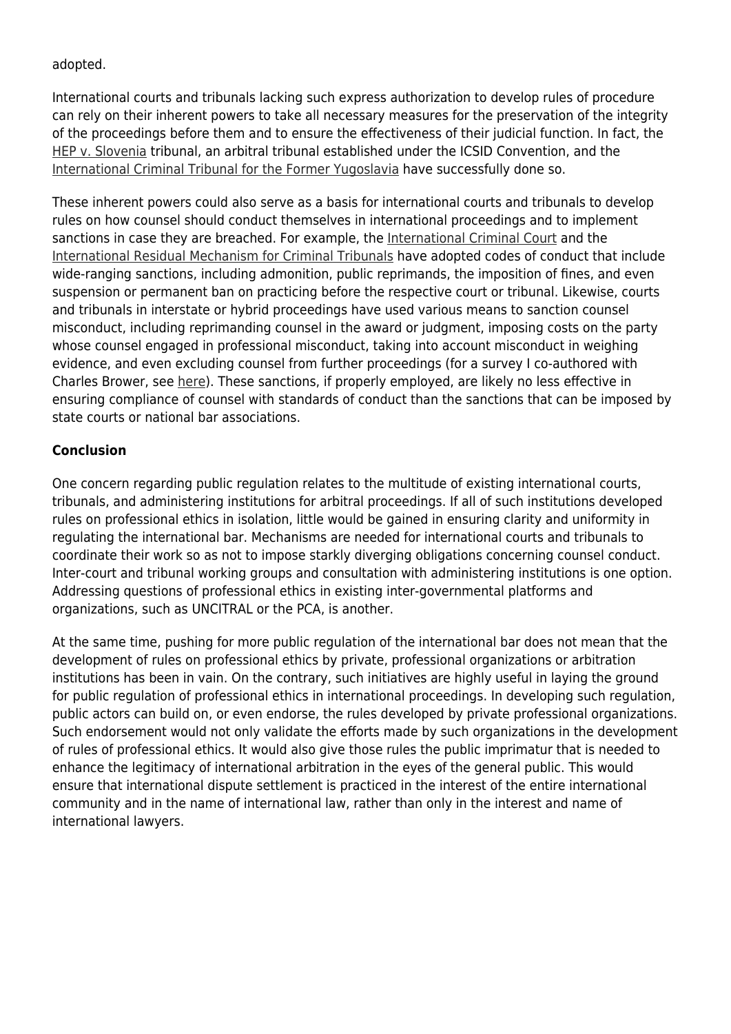adopted.

International courts and tribunals lacking such express authorization to develop rules of procedure can rely on their inherent powers to take all necessary measures for the preservation of the integrity of the proceedings before them and to ensure the effectiveness of their judicial function. In fact, the HEP v. Slovenia tribunal, an arbitral tribunal established under the ICSID Convention, and the International Criminal Tribunal for the Former Yugoslavia have successfully done so.

These inherent powers could also serve as a basis for international courts and tribunals to develop rules on how counsel should conduct themselves in international proceedings and to implement sanctions in case they are breached. For example, the International Criminal Court and the International Residual Mechanism for Criminal Tribunals have adopted codes of conduct that include wide-ranging sanctions, including admonition, public reprimands, the imposition of fines, and even suspension or permanent ban on practicing before the respective court or tribunal. Likewise, courts and tribunals in interstate or hybrid proceedings have used various means to sanction counsel misconduct, including reprimanding counsel in the award or judgment, imposing costs on the party whose counsel engaged in professional misconduct, taking into account misconduct in weighing evidence, and even excluding counsel from further proceedings (for a survey I co-authored with Charles Brower, see here). These sanctions, if properly employed, are likely no less effective in ensuring compliance of counsel with standards of conduct than the sanctions that can be imposed by state courts or national bar associations.

**Conclusion**

One concern regarding public regulation relates to the multitude of existing international courts, tribunals, and administering institutions for arbitral proceedings. If all of such institutions developed rules on professional ethics in isolation, little would be gained in ensuring clarity and uniformity in regulating the international bar. Mechanisms are needed for international courts and tribunals to coordinate their work so as not to impose starkly diverging obligations concerning counsel conduct. Inter-court and tribunal working groups and consultation with administering institutions is one option. Addressing questions of professional ethics in existing inter-governmental platforms and organizations, such as UNCITRAL or the PCA, is another.

At the same time, pushing for more public regulation of the international bar does not mean that the development of rules on professional ethics by private, professional organizations or arbitration institutions has been in vain. On the contrary, such initiatives are highly useful in laying the ground for public regulation of professional ethics in international proceedings. In developing such regulation, public actors can build on, or even endorse, the rules developed by private professional organizations. Such endorsement would not only validate the efforts made by such organizations in the development of rules of professional ethics. It would also give those rules the public imprimatur that is needed to enhance the legitimacy of international arbitration in the eyes of the general public. This would ensure that international dispute settlement is practiced in the interest of the entire international community and in the name of international law, rather than only in the interest and name of international lawyers.